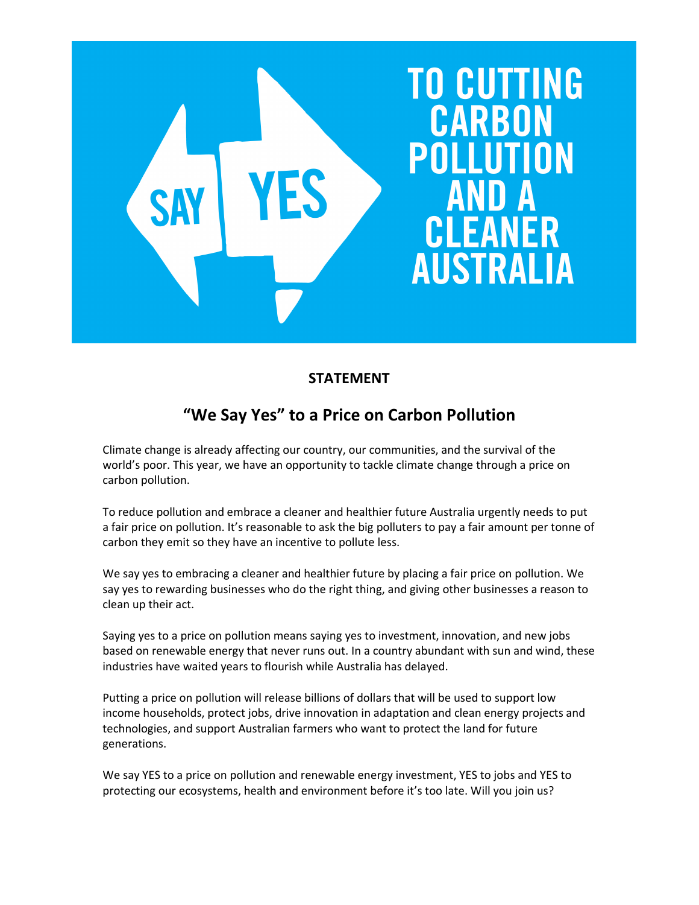SAY YES TO CUTTING CARBON POLLUTION AND A CLEANER AUSTRALIA

**STATEMENT**

## "We Say Yes" to a Price on Carbon Pollution

Climate change is already affecting our country, our communities, and the survival of the world's poor. This year, we have an opportunity to tackle climate change through a price on carbon pollution.

To reduce pollution and embrace a cleaner and healthier future Australia urgently needs to put a fair price on pollution. It's reasonable to ask the big polluters to pay a fair amount per tonne of carbon they emit so they have an incentive to pollute less.

We say yes to embracing a cleaner and healthier future by placing a fair price on pollution. We say yes to rewarding businesses who do the right thing, and giving other businesses a reason to clean up their act.

Saying yes to a price on pollution means saying yes to investment, innovation, and new jobs based on renewable energy that never runs out. In a country abundant with sun and wind, these industries have waited years to flourish while Australia has delayed.

Putting a price on pollution will release billions of dollars that will be used to support low income households, protect jobs, drive innovation in adaptation and clean energy projects and technologies, and support Australian farmers who want to protect the land for future generations.

We say YES to a price on pollution and renewable energy investment, YES to jobs and YES to protecting our ecosystems, health and environment before it's too late. Will you join us?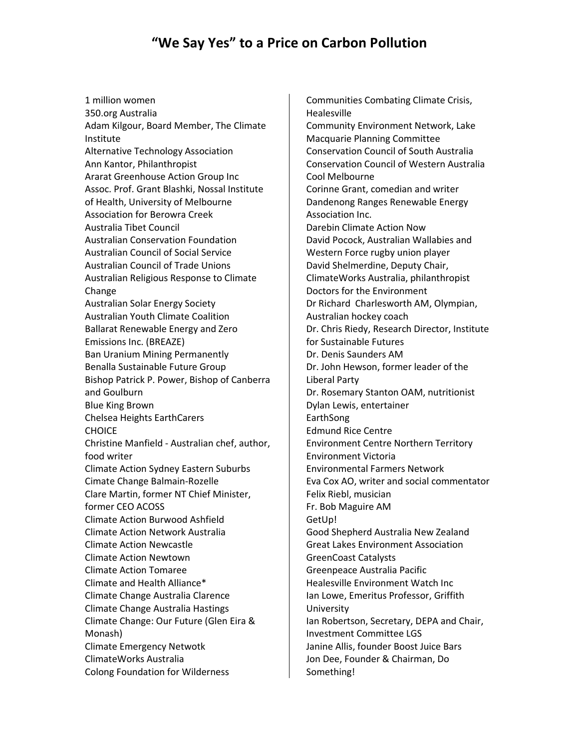# "We Say Yes" to a Price on Carbon Pollution

1 million women
350.org Australia
Adam Kilgour, Board Member, The Climate Institute
Alternative Technology Association
Ann Kantor, Philanthropist
Ararat Greenhouse Action Group Inc
Assoc. Prof. Grant Blashki, Nossal Institute of Health, University of Melbourne
Association for Berowra Creek
Australia Tibet Council
Australian Conservation Foundation
Australian Council of Social Service
Australian Council of Trade Unions
Australian Religious Response to Climate Change
Australian Solar Energy Society
Australian Youth Climate Coalition
Ballarat Renewable Energy and Zero Emissions Inc. (BREAZE)
Ban Uranium Mining Permanently
Benalla Sustainable Future Group
Bishop Patrick P. Power, Bishop of Canberra and Goulburn
Blue King Brown
Chelsea Heights EarthCarers
CHOICE
Christine Manfield - Australian chef, author, food writer
Climate Action Sydney Eastern Suburbs
Cimate Change Balmain-Rozelle
Clare Martin, former NT Chief Minister, former CEO ACOSS
Climate Action Burwood Ashfield
Climate Action Network Australia
Climate Action Newcastle
Climate Action Newtown
Climate Action Tomaree
Climate and Health Alliance*
Climate Change Australia Clarence
Climate Change Australia Hastings
Climate Change: Our Future (Glen Eira & Monash)
Climate Emergency Netwotk
ClimateWorks Australia
Colong Foundation for Wilderness
Communities Combating Climate Crisis, Healesville
Community Environment Network, Lake Macquarie Planning Committee
Conservation Council of South Australia
Conservation Council of Western Australia
Cool Melbourne
Corinne Grant, comedian and writer
Dandenong Ranges Renewable Energy Association Inc.
Darebin Climate Action Now
David Pocock, Australian Wallabies and Western Force rugby union player
David Shelmerdine, Deputy Chair, ClimateWorks Australia, philanthropist
Doctors for the Environment
Dr Richard Charlesworth AM, Olympian, Australian hockey coach
Dr. Chris Riedy, Research Director, Institute for Sustainable Futures
Dr. Denis Saunders AM
Dr. John Hewson, former leader of the Liberal Party
Dr. Rosemary Stanton OAM, nutritionist
Dylan Lewis, entertainer
EarthSong
Edmund Rice Centre
Environment Centre Northern Territory
Environment Victoria
Environmental Farmers Network
Eva Cox AO, writer and social commentator
Felix Riebl, musician
Fr. Bob Maguire AM
GetUp!
Good Shepherd Australia New Zealand
Great Lakes Environment Association
GreenCoast Catalysts
Greenpeace Australia Pacific
Healesville Environment Watch Inc
Ian Lowe, Emeritus Professor, Griffith University
Ian Robertson, Secretary, DEPA and Chair, Investment Committee LGS
Janine Allis, founder Boost Juice Bars
Jon Dee, Founder & Chairman, Do Something!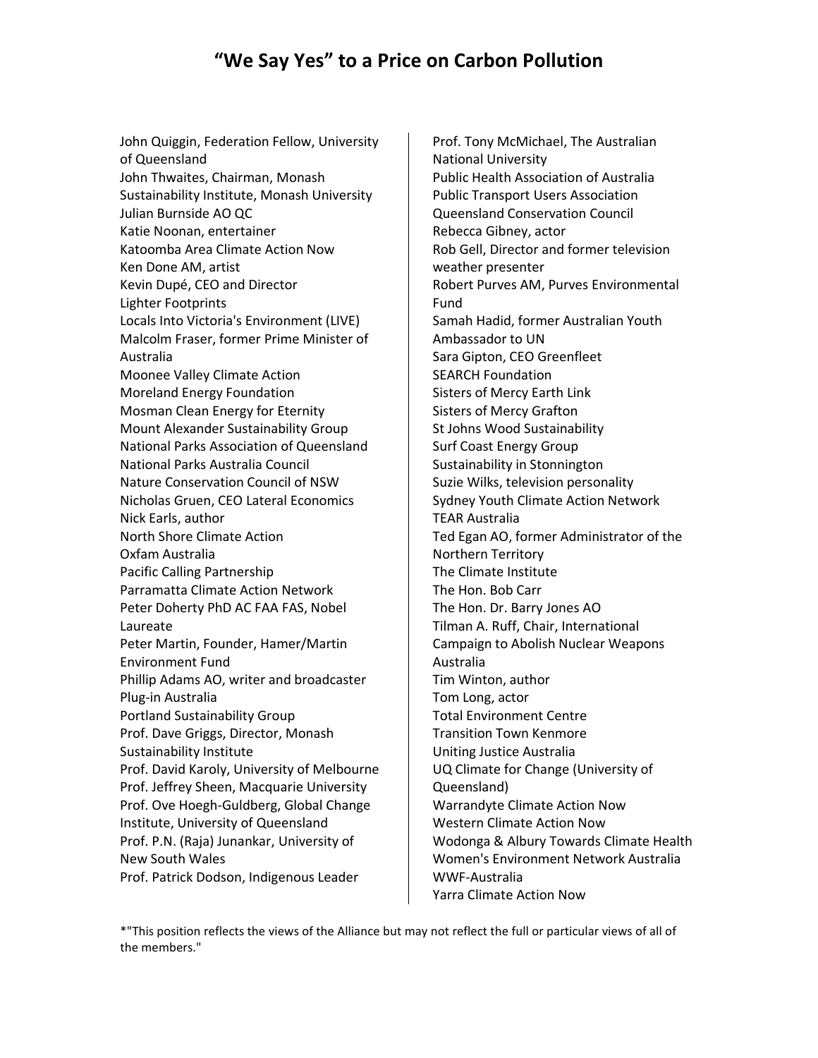# "We Say Yes" to a Price on Carbon Pollution

John Quiggin, Federation Fellow, University of Queensland
John Thwaites, Chairman, Monash Sustainability Institute, Monash University
Julian Burnside AO QC
Katie Noonan, entertainer
Katoomba Area Climate Action Now
Ken Done AM, artist
Kevin Dupé, CEO and Director
Lighter Footprints
Locals Into Victoria's Environment (LIVE)
Malcolm Fraser, former Prime Minister of Australia
Moonee Valley Climate Action
Moreland Energy Foundation
Mosman Clean Energy for Eternity
Mount Alexander Sustainability Group
National Parks Association of Queensland
National Parks Australia Council
Nature Conservation Council of NSW
Nicholas Gruen, CEO Lateral Economics
Nick Earls, author
North Shore Climate Action
Oxfam Australia
Pacific Calling Partnership
Parramatta Climate Action Network
Peter Doherty PhD AC FAA FAS, Nobel Laureate
Peter Martin, Founder, Hamer/Martin Environment Fund
Phillip Adams AO, writer and broadcaster
Plug-in Australia
Portland Sustainability Group
Prof. Dave Griggs, Director, Monash Sustainability Institute
Prof. David Karoly, University of Melbourne
Prof. Jeffrey Sheen, Macquarie University
Prof. Ove Hoegh-Guldberg, Global Change Institute, University of Queensland
Prof. P.N. (Raja) Junankar, University of New South Wales
Prof. Patrick Dodson, Indigenous Leader
Prof. Tony McMichael, The Australian National University
Public Health Association of Australia
Public Transport Users Association
Queensland Conservation Council
Rebecca Gibney, actor
Rob Gell, Director and former television weather presenter
Robert Purves AM, Purves Environmental Fund
Samah Hadid, former Australian Youth Ambassador to UN
Sara Gipton, CEO Greenfleet
SEARCH Foundation
Sisters of Mercy Earth Link
Sisters of Mercy Grafton
St Johns Wood Sustainability
Surf Coast Energy Group
Sustainability in Stonnington
Suzie Wilks, television personality
Sydney Youth Climate Action Network
TEAR Australia
Ted Egan AO, former Administrator of the Northern Territory
The Climate Institute
The Hon. Bob Carr
The Hon. Dr. Barry Jones AO
Tilman A. Ruff, Chair, International Campaign to Abolish Nuclear Weapons Australia
Tim Winton, author
Tom Long, actor
Total Environment Centre
Transition Town Kenmore
Uniting Justice Australia
UQ Climate for Change (University of Queensland)
Warrandyte Climate Action Now
Western Climate Action Now
Wodonga & Albury Towards Climate Health
Women's Environment Network Australia
WWF-Australia
Yarra Climate Action Now

*"This position reflects the views of the Alliance but may not reflect the full or particular views of all of the members."